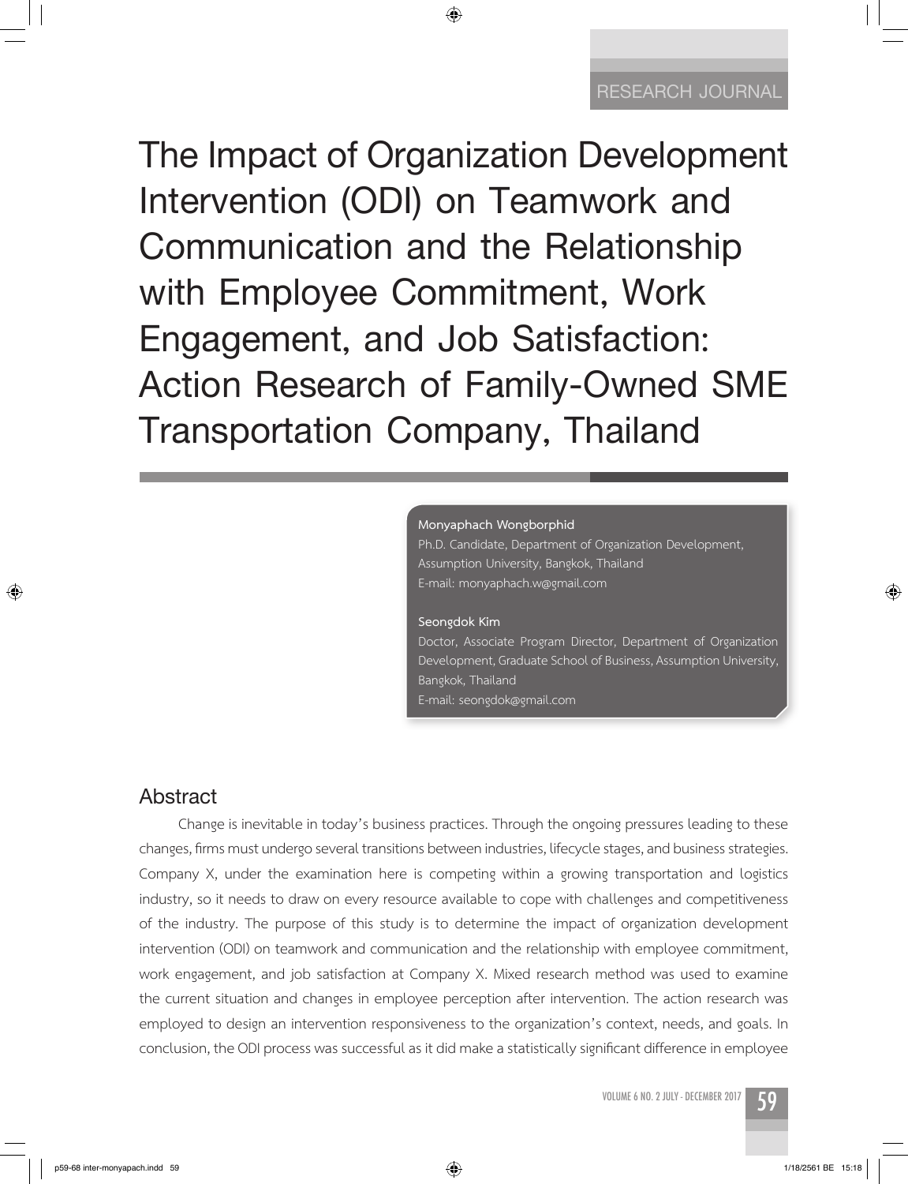RESEARCH JOURNAL

# The Impact of Organization Development Intervention (ODI) on Teamwork and Communication and the Relationship with Employee Commitment, Work Engagement, and Job Satisfaction: Action Research of Family-Owned SME Transportation Company, Thailand

**Monyaphach Wongborphid**
Ph.D. Candidate, Department of Organization Development, Assumption University, Bangkok, Thailand
E-mail: monyaphach.w@gmail.com

**Seongdok Kim**
Doctor, Associate Program Director, Department of Organization Development, Graduate School of Business, Assumption University, Bangkok, Thailand
E-mail: seongdok@gmail.com

## Abstract

Change is inevitable in today's business practices. Through the ongoing pressures leading to these changes, firms must undergo several transitions between industries, lifecycle stages, and business strategies. Company X, under the examination here is competing within a growing transportation and logistics industry, so it needs to draw on every resource available to cope with challenges and competitiveness of the industry. The purpose of this study is to determine the impact of organization development intervention (ODI) on teamwork and communication and the relationship with employee commitment, work engagement, and job satisfaction at Company X. Mixed research method was used to examine the current situation and changes in employee perception after intervention. The action research was employed to design an intervention responsiveness to the organization's context, needs, and goals. In conclusion, the ODI process was successful as it did make a statistically significant difference in employee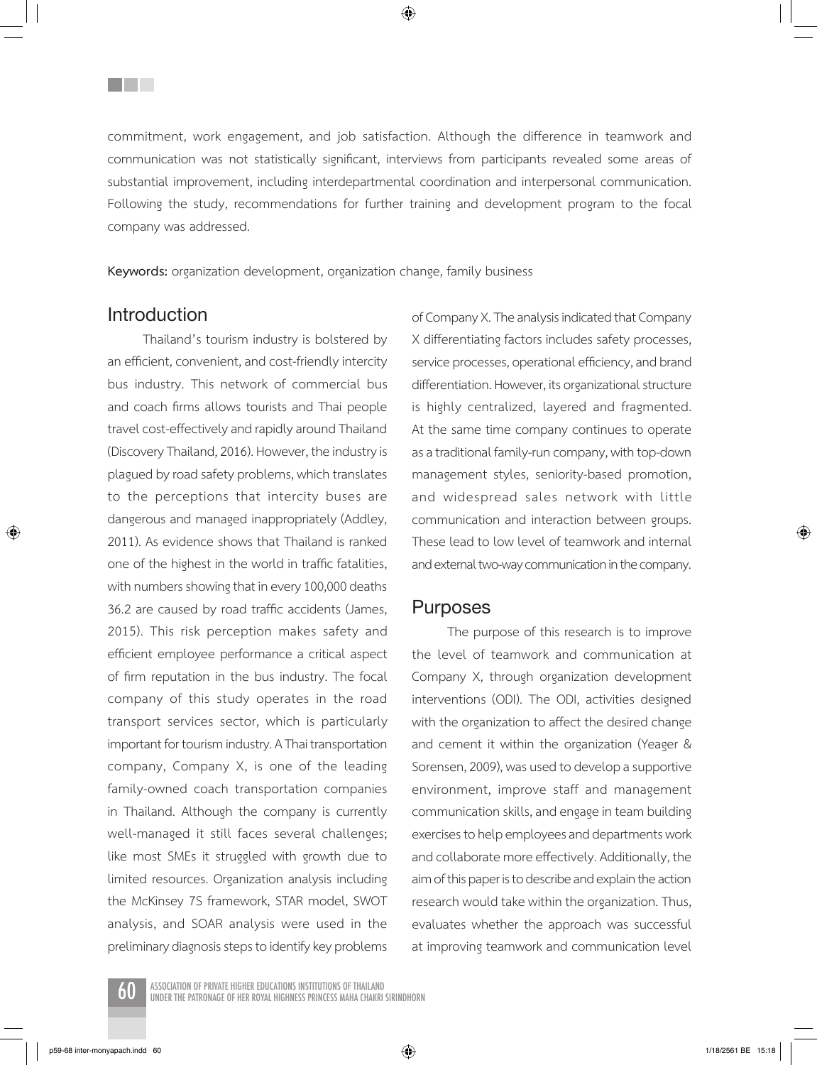commitment, work engagement, and job satisfaction. Although the difference in teamwork and communication was not statistically significant, interviews from participants revealed some areas of substantial improvement, including interdepartmental coordination and interpersonal communication. Following the study, recommendations for further training and development program to the focal company was addressed.

**Keywords:** organization development, organization change, family business

## Introduction

Thailand's tourism industry is bolstered by an efficient, convenient, and cost-friendly intercity bus industry. This network of commercial bus and coach firms allows tourists and Thai people travel cost-effectively and rapidly around Thailand (Discovery Thailand, 2016). However, the industry is plagued by road safety problems, which translates to the perceptions that intercity buses are dangerous and managed inappropriately (Addley, 2011). As evidence shows that Thailand is ranked one of the highest in the world in traffic fatalities, with numbers showing that in every 100,000 deaths 36.2 are caused by road traffic accidents (James, 2015). This risk perception makes safety and efficient employee performance a critical aspect of firm reputation in the bus industry. The focal company of this study operates in the road transport services sector, which is particularly important for tourism industry. A Thai transportation company, Company X, is one of the leading family-owned coach transportation companies in Thailand. Although the company is currently well-managed it still faces several challenges; like most SMEs it struggled with growth due to limited resources. Organization analysis including the McKinsey 7S framework, STAR model, SWOT analysis, and SOAR analysis were used in the preliminary diagnosis steps to identify key problems of Company X. The analysis indicated that Company X differentiating factors includes safety processes, service processes, operational efficiency, and brand differentiation. However, its organizational structure is highly centralized, layered and fragmented. At the same time company continues to operate as a traditional family-run company, with top-down management styles, seniority-based promotion, and widespread sales network with little communication and interaction between groups. These lead to low level of teamwork and internal and external two-way communication in the company.

## Purposes

The purpose of this research is to improve the level of teamwork and communication at Company X, through organization development interventions (ODI). The ODI, activities designed with the organization to affect the desired change and cement it within the organization (Yeager & Sorensen, 2009), was used to develop a supportive environment, improve staff and management communication skills, and engage in team building exercises to help employees and departments work and collaborate more effectively. Additionally, the aim of this paper is to describe and explain the action research would take within the organization. Thus, evaluates whether the approach was successful at improving teamwork and communication level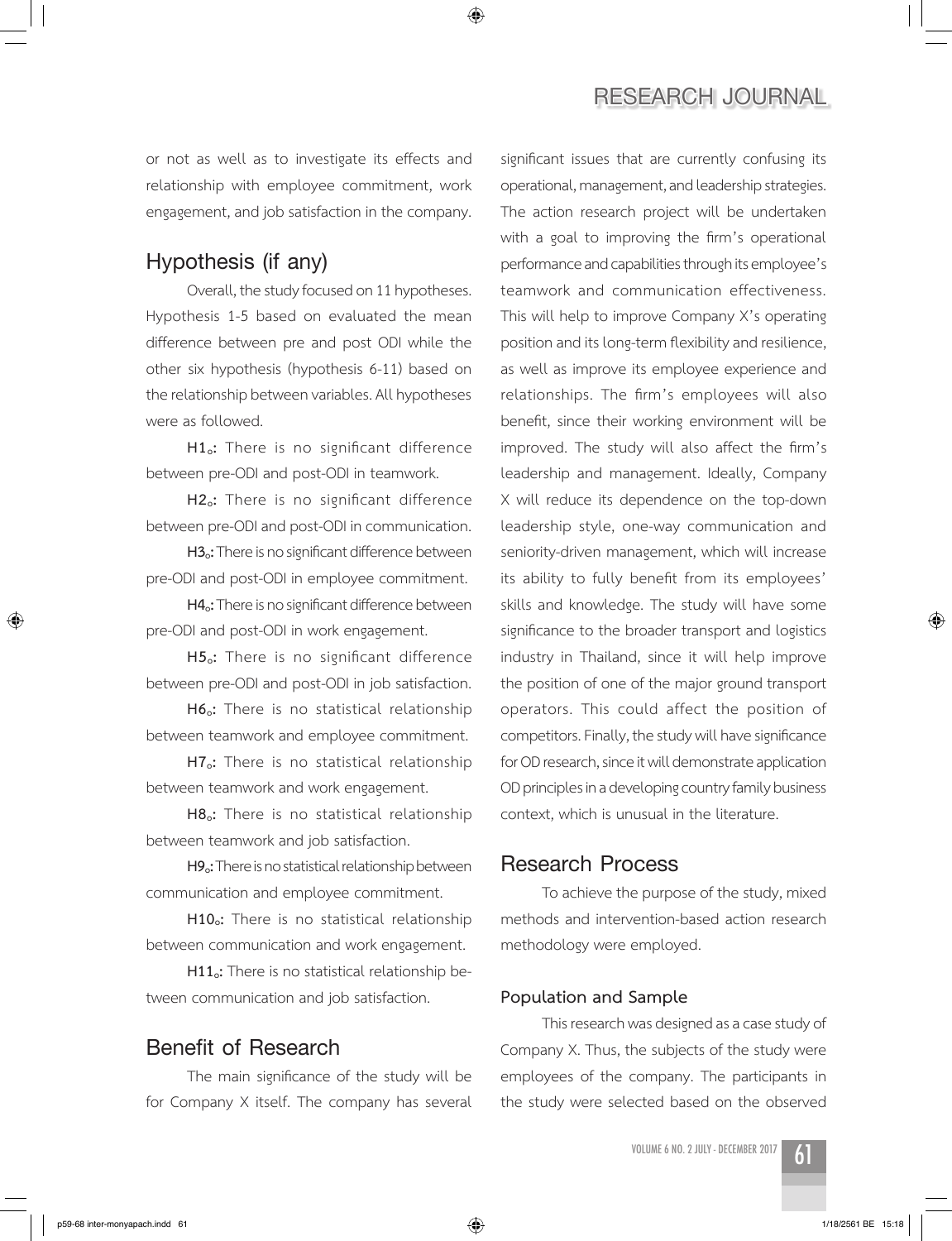or not as well as to investigate its effects and relationship with employee commitment, work engagement, and job satisfaction in the company.

## Hypothesis (if any)

Overall, the study focused on 11 hypotheses. Hypothesis 1-5 based on evaluated the mean difference between pre and post ODI while the other six hypothesis (hypothesis 6-11) based on the relationship between variables. All hypotheses were as followed.

**$H1_o$:** There is no significant difference between pre-ODI and post-ODI in teamwork.

**$H2_o$:** There is no significant difference between pre-ODI and post-ODI in communication.

**$H3_o$:** There is no significant difference between pre-ODI and post-ODI in employee commitment.

**$H4_o$:** There is no significant difference between pre-ODI and post-ODI in work engagement.

**$H5_o$:** There is no significant difference between pre-ODI and post-ODI in job satisfaction.

**$H6_o$:** There is no statistical relationship between teamwork and employee commitment.

**$H7_o$:** There is no statistical relationship between teamwork and work engagement.

**$H8_o$:** There is no statistical relationship between teamwork and job satisfaction.

**$H9_o$:** There is no statistical relationship between communication and employee commitment.

**$H10_o$:** There is no statistical relationship between communication and work engagement.

**$H11_o$:** There is no statistical relationship between communication and job satisfaction.

## Benefit of Research

The main significance of the study will be for Company X itself. The company has several significant issues that are currently confusing its operational, management, and leadership strategies. The action research project will be undertaken with a goal to improving the firm's operational performance and capabilities through its employee's teamwork and communication effectiveness. This will help to improve Company X's operating position and its long-term flexibility and resilience, as well as improve its employee experience and relationships. The firm's employees will also benefit, since their working environment will be improved. The study will also affect the firm's leadership and management. Ideally, Company X will reduce its dependence on the top-down leadership style, one-way communication and seniority-driven management, which will increase its ability to fully benefit from its employees' skills and knowledge. The study will have some significance to the broader transport and logistics industry in Thailand, since it will help improve the position of one of the major ground transport operators. This could affect the position of competitors. Finally, the study will have significance for OD research, since it will demonstrate application OD principles in a developing country family business context, which is unusual in the literature.

## Research Process

To achieve the purpose of the study, mixed methods and intervention-based action research methodology were employed.

### Population and Sample

This research was designed as a case study of Company X. Thus, the subjects of the study were employees of the company. The participants in the study were selected based on the observed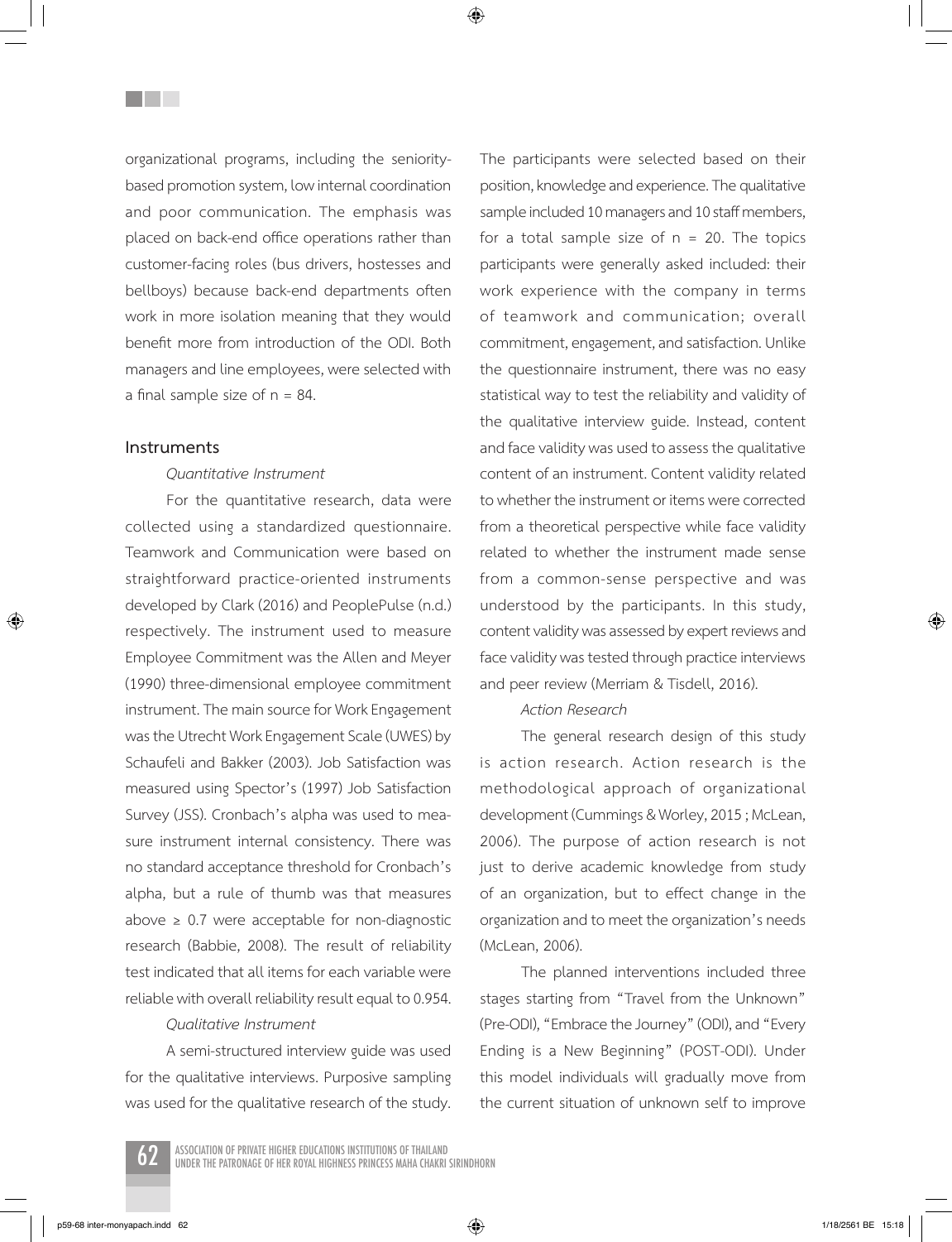organizational programs, including the seniority-based promotion system, low internal coordination and poor communication. The emphasis was placed on back-end office operations rather than customer-facing roles (bus drivers, hostesses and bellboys) because back-end departments often work in more isolation meaning that they would benefit more from introduction of the ODI. Both managers and line employees, were selected with a final sample size of n = 84.

### Instruments

*Quantitative Instrument*

For the quantitative research, data were collected using a standardized questionnaire. Teamwork and Communication were based on straightforward practice-oriented instruments developed by Clark (2016) and PeoplePulse (n.d.) respectively. The instrument used to measure Employee Commitment was the Allen and Meyer (1990) three-dimensional employee commitment instrument. The main source for Work Engagement was the Utrecht Work Engagement Scale (UWES) by Schaufeli and Bakker (2003). Job Satisfaction was measured using Spector's (1997) Job Satisfaction Survey (JSS). Cronbach's alpha was used to measure instrument internal consistency. There was no standard acceptance threshold for Cronbach's alpha, but a rule of thumb was that measures above ≥ 0.7 were acceptable for non-diagnostic research (Babbie, 2008). The result of reliability test indicated that all items for each variable were reliable with overall reliability result equal to 0.954.

*Qualitative Instrument*

A semi-structured interview guide was used for the qualitative interviews. Purposive sampling was used for the qualitative research of the study. The participants were selected based on their position, knowledge and experience. The qualitative sample included 10 managers and 10 staff members, for a total sample size of n = 20. The topics participants were generally asked included: their work experience with the company in terms of teamwork and communication; overall commitment, engagement, and satisfaction. Unlike the questionnaire instrument, there was no easy statistical way to test the reliability and validity of the qualitative interview guide. Instead, content and face validity was used to assess the qualitative content of an instrument. Content validity related to whether the instrument or items were corrected from a theoretical perspective while face validity related to whether the instrument made sense from a common-sense perspective and was understood by the participants. In this study, content validity was assessed by expert reviews and face validity was tested through practice interviews and peer review (Merriam & Tisdell, 2016).

*Action Research*

The general research design of this study is action research. Action research is the methodological approach of organizational development (Cummings & Worley, 2015 ; McLean, 2006). The purpose of action research is not just to derive academic knowledge from study of an organization, but to effect change in the organization and to meet the organization's needs (McLean, 2006).

The planned interventions included three stages starting from "Travel from the Unknown" (Pre-ODI), "Embrace the Journey" (ODI), and "Every Ending is a New Beginning" (POST-ODI). Under this model individuals will gradually move from the current situation of unknown self to improve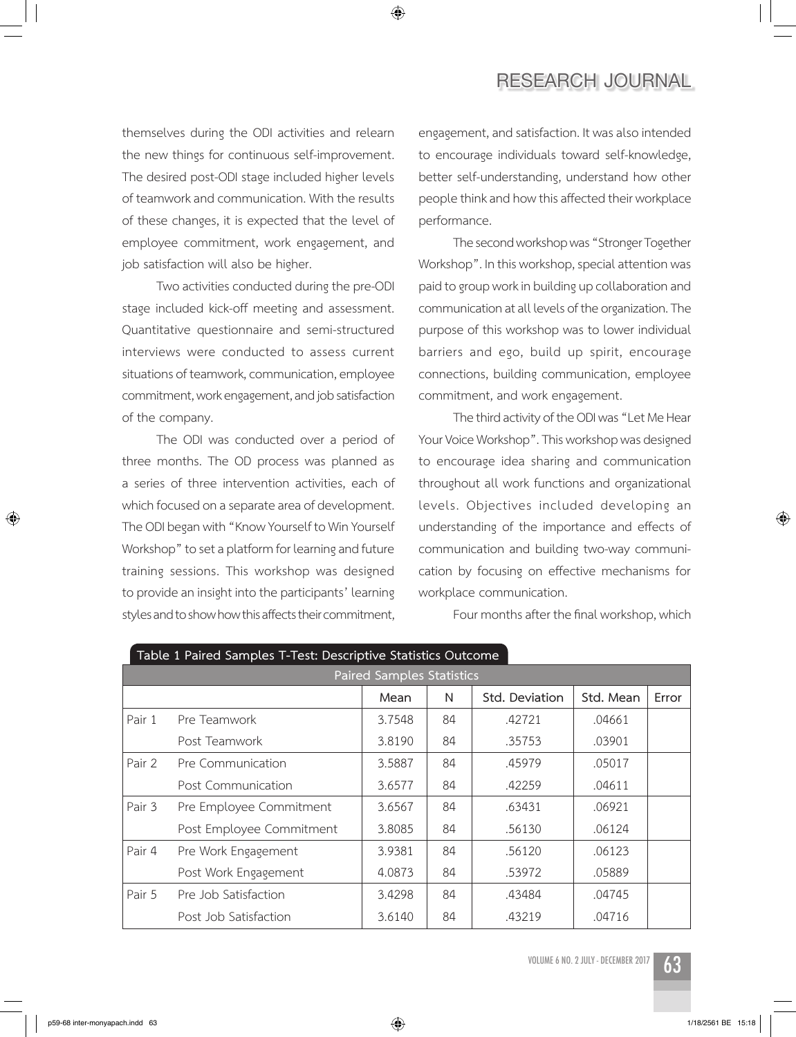themselves during the ODI activities and relearn the new things for continuous self-improvement. The desired post-ODI stage included higher levels of teamwork and communication. With the results of these changes, it is expected that the level of employee commitment, work engagement, and job satisfaction will also be higher.

Two activities conducted during the pre-ODI stage included kick-off meeting and assessment. Quantitative questionnaire and semi-structured interviews were conducted to assess current situations of teamwork, communication, employee commitment, work engagement, and job satisfaction of the company.

The ODI was conducted over a period of three months. The OD process was planned as a series of three intervention activities, each of which focused on a separate area of development. The ODI began with "Know Yourself to Win Yourself Workshop" to set a platform for learning and future training sessions. This workshop was designed to provide an insight into the participants' learning styles and to show how this affects their commitment, engagement, and satisfaction. It was also intended to encourage individuals toward self-knowledge, better self-understanding, understand how other people think and how this affected their workplace performance.

The second workshop was "Stronger Together Workshop". In this workshop, special attention was paid to group work in building up collaboration and communication at all levels of the organization. The purpose of this workshop was to lower individual barriers and ego, build up spirit, encourage connections, building communication, employee commitment, and work engagement.

The third activity of the ODI was "Let Me Hear Your Voice Workshop". This workshop was designed to encourage idea sharing and communication throughout all work functions and organizational levels. Objectives included developing an understanding of the importance and effects of communication and building two-way communication by focusing on effective mechanisms for workplace communication.

Four months after the final workshop, which

**Table 1 Paired Samples T-Test: Descriptive Statistics Outcome**

| Paired Samples Statistics | | | | | |
|---|---|---|---|---|---|
| | | Mean | N | Std. Deviation | Std. Mean Error |
| Pair 1 | Pre Teamwork | 3.7548 | 84 | .42721 | .04661 |
| | Post Teamwork | 3.8190 | 84 | .35753 | .03901 |
| Pair 2 | Pre Communication | 3.5887 | 84 | .45979 | .05017 |
| | Post Communication | 3.6577 | 84 | .42259 | .04611 |
| Pair 3 | Pre Employee Commitment | 3.6567 | 84 | .63431 | .06921 |
| | Post Employee Commitment | 3.8085 | 84 | .56130 | .06124 |
| Pair 4 | Pre Work Engagement | 3.9381 | 84 | .56120 | .06123 |
| | Post Work Engagement | 4.0873 | 84 | .53972 | .05889 |
| Pair 5 | Pre Job Satisfaction | 3.4298 | 84 | .43484 | .04745 |
| | Post Job Satisfaction | 3.6140 | 84 | .43219 | .04716 |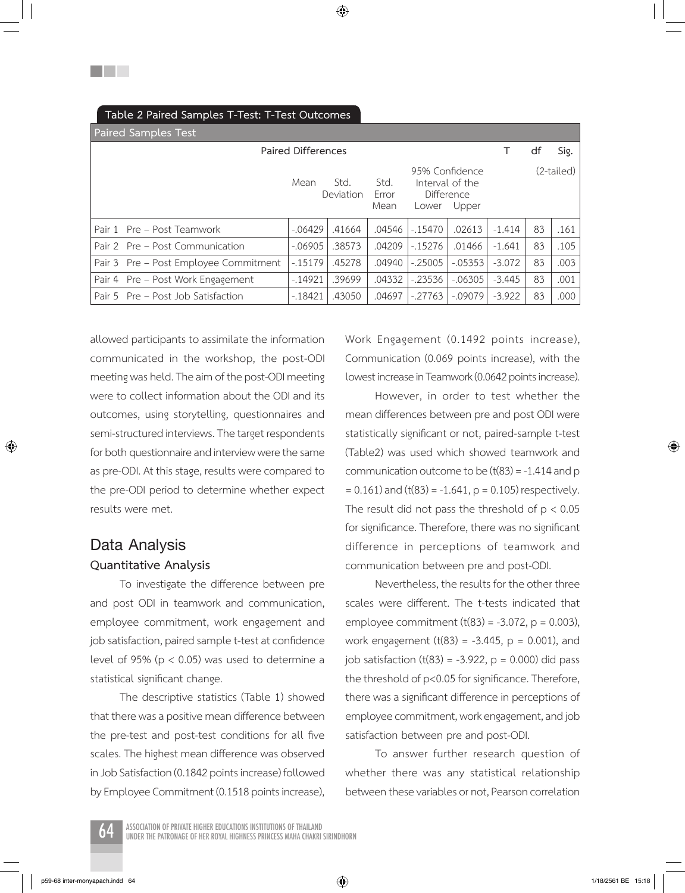Table 2 Paired Samples T-Test: T-Test Outcomes

| Paired Samples Test | | | | | | | | | |
|---|---|---|---|---|---|---|---|---|---|
| | Paired Differences | | | | | T | df | Sig. (2-tailed) |
| | Mean | Std. Deviation | Std. Error Mean | 95% Confidence Interval of the Difference | | | | |
| | | | | Lower | Upper | | | |
| Pair 1 Pre – Post Teamwork | -.06429 | .41664 | .04546 | -.15470 | .02613 | -1.414 | 83 | .161 |
| Pair 2 Pre – Post Communication | -.06905 | .38573 | .04209 | -.15276 | .01466 | -1.641 | 83 | .105 |
| Pair 3 Pre – Post Employee Commitment | -.15179 | .45278 | .04940 | -.25005 | -.05353 | -3.072 | 83 | .003 |
| Pair 4 Pre – Post Work Engagement | -.14921 | .39699 | .04332 | -.23536 | -.06305 | -3.445 | 83 | .001 |
| Pair 5 Pre – Post Job Satisfaction | -.18421 | .43050 | .04697 | -.27763 | -.09079 | -3.922 | 83 | .000 |

allowed participants to assimilate the information communicated in the workshop, the post-ODI meeting was held. The aim of the post-ODI meeting were to collect information about the ODI and its outcomes, using storytelling, questionnaires and semi-structured interviews. The target respondents for both questionnaire and interview were the same as pre-ODI. At this stage, results were compared to the pre-ODI period to determine whether expect results were met.

## Data Analysis

### Quantitative Analysis

To investigate the difference between pre and post ODI in teamwork and communication, employee commitment, work engagement and job satisfaction, paired sample t-test at confidence level of 95% ($p < 0.05$) was used to determine a statistical significant change.

The descriptive statistics (Table 1) showed that there was a positive mean difference between the pre-test and post-test conditions for all five scales. The highest mean difference was observed in Job Satisfaction (0.1842 points increase) followed by Employee Commitment (0.1518 points increase), Work Engagement (0.1492 points increase), Communication (0.069 points increase), with the lowest increase in Teamwork (0.0642 points increase).

However, in order to test whether the mean differences between pre and post ODI were statistically significant or not, paired-sample t-test (Table2) was used which showed teamwork and communication outcome to be ($t(83) = -1.414$ and $p = 0.161$) and ($t(83) = -1.641$, $p = 0.105$) respectively. The result did not pass the threshold of $p < 0.05$ for significance. Therefore, there was no significant difference in perceptions of teamwork and communication between pre and post-ODI.

Nevertheless, the results for the other three scales were different. The t-tests indicated that employee commitment ($t(83) = -3.072$, $p = 0.003$), work engagement ($t(83) = -3.445$, $p = 0.001$), and job satisfaction ($t(83) = -3.922$, $p = 0.000$) did pass the threshold of $p<0.05$ for significance. Therefore, there was a significant difference in perceptions of employee commitment, work engagement, and job satisfaction between pre and post-ODI.

To answer further research question of whether there was any statistical relationship between these variables or not, Pearson correlation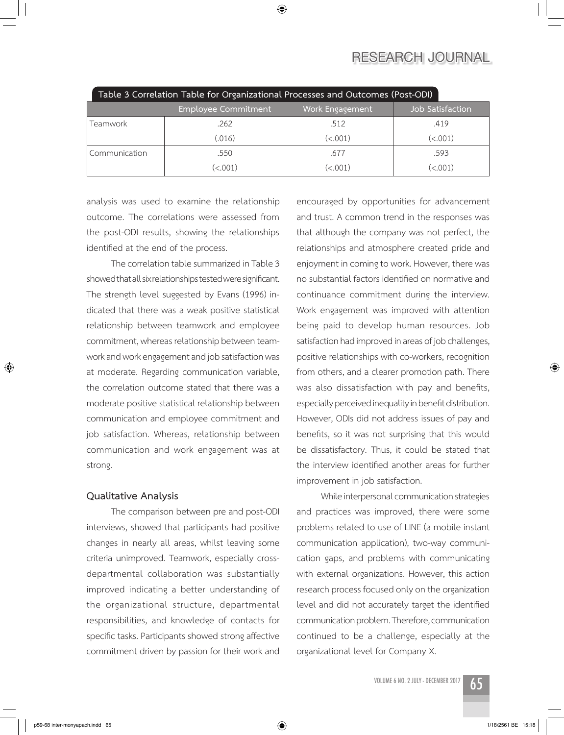Table 3 Correlation Table for Organizational Processes and Outcomes (Post-ODI)

| | Employee Commitment | Work Engagement | Job Satisfaction |
|---|---|---|---|
| Teamwork | .262 (.016) | .512 (<.001) | .419 (<.001) |
| Communication | .550 (<.001) | .677 (<.001) | .593 (<.001) |

analysis was used to examine the relationship outcome. The correlations were assessed from the post-ODI results, showing the relationships identified at the end of the process.

The correlation table summarized in Table 3 showed that all six relationships tested were significant. The strength level suggested by Evans (1996) indicated that there was a weak positive statistical relationship between teamwork and employee commitment, whereas relationship between teamwork and work engagement and job satisfaction was at moderate. Regarding communication variable, the correlation outcome stated that there was a moderate positive statistical relationship between communication and employee commitment and job satisfaction. Whereas, relationship between communication and work engagement was at strong.

### Qualitative Analysis

The comparison between pre and post-ODI interviews, showed that participants had positive changes in nearly all areas, whilst leaving some criteria unimproved. Teamwork, especially cross-departmental collaboration was substantially improved indicating a better understanding of the organizational structure, departmental responsibilities, and knowledge of contacts for specific tasks. Participants showed strong affective commitment driven by passion for their work and encouraged by opportunities for advancement and trust. A common trend in the responses was that although the company was not perfect, the relationships and atmosphere created pride and enjoyment in coming to work. However, there was no substantial factors identified on normative and continuance commitment during the interview. Work engagement was improved with attention being paid to develop human resources. Job satisfaction had improved in areas of job challenges, positive relationships with co-workers, recognition from others, and a clearer promotion path. There was also dissatisfaction with pay and benefits, especially perceived inequality in benefit distribution. However, ODIs did not address issues of pay and benefits, so it was not surprising that this would be dissatisfactory. Thus, it could be stated that the interview identified another areas for further improvement in job satisfaction.

While interpersonal communication strategies and practices was improved, there were some problems related to use of LINE (a mobile instant communication application), two-way communication gaps, and problems with communicating with external organizations. However, this action research process focused only on the organization level and did not accurately target the identified communication problem. Therefore, communication continued to be a challenge, especially at the organizational level for Company X.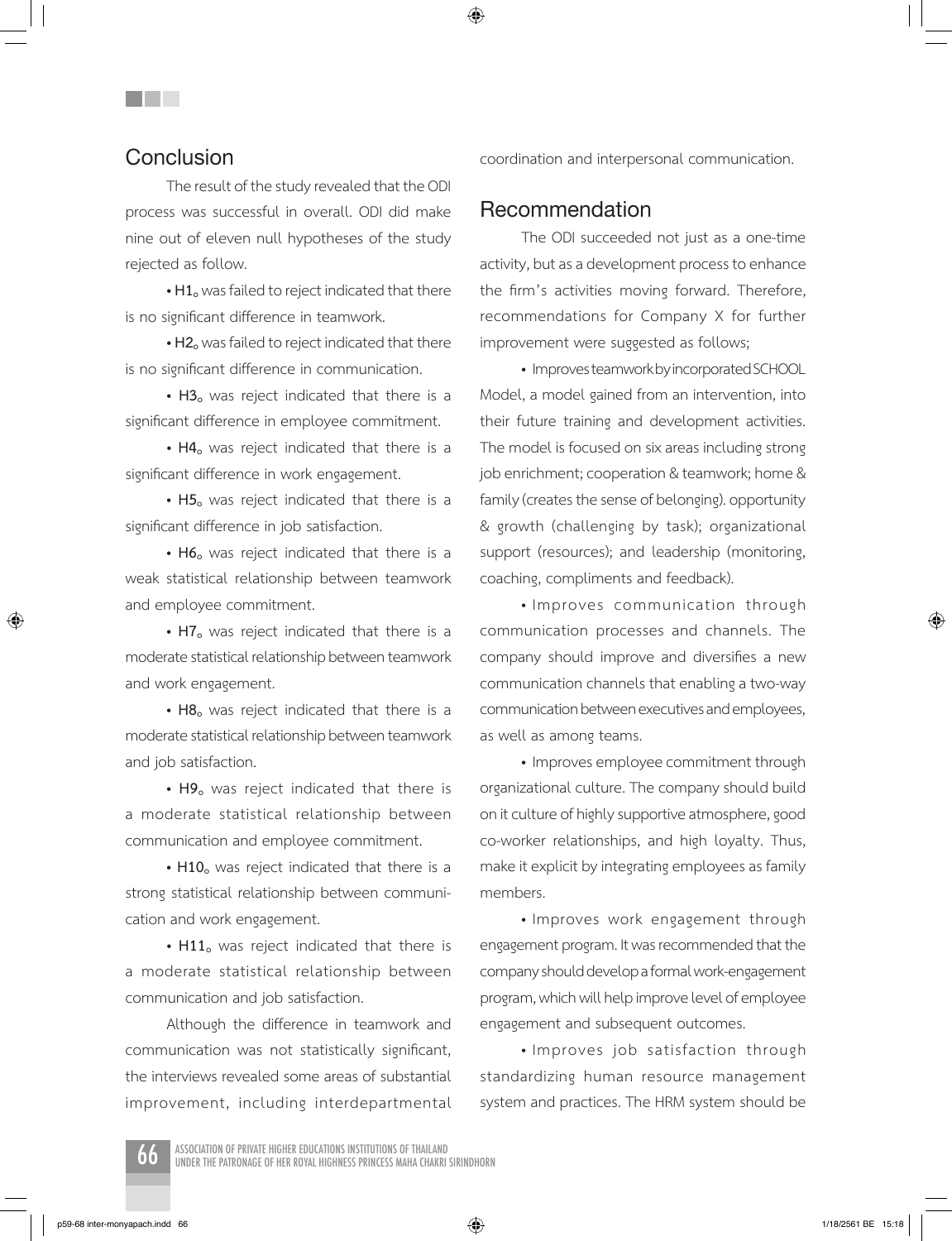## Conclusion

The result of the study revealed that the ODI process was successful in overall. ODI did make nine out of eleven null hypotheses of the study rejected as follow.

- $H1_o$ was failed to reject indicated that there is no significant difference in teamwork.
- $H2_o$ was failed to reject indicated that there is no significant difference in communication.
- $H3_o$ was reject indicated that there is a significant difference in employee commitment.
- $H4_o$ was reject indicated that there is a significant difference in work engagement.
- $H5_o$ was reject indicated that there is a significant difference in job satisfaction.
- $H6_o$ was reject indicated that there is a weak statistical relationship between teamwork and employee commitment.
- $H7_o$ was reject indicated that there is a moderate statistical relationship between teamwork and work engagement.
- $H8_o$ was reject indicated that there is a moderate statistical relationship between teamwork and job satisfaction.
- $H9_o$ was reject indicated that there is a moderate statistical relationship between communication and employee commitment.
- $H10_o$ was reject indicated that there is a strong statistical relationship between communication and work engagement.
- $H11_o$ was reject indicated that there is a moderate statistical relationship between communication and job satisfaction.

Although the difference in teamwork and communication was not statistically significant, the interviews revealed some areas of substantial improvement, including interdepartmental coordination and interpersonal communication.

## Recommendation

The ODI succeeded not just as a one-time activity, but as a development process to enhance the firm's activities moving forward. Therefore, recommendations for Company X for further improvement were suggested as follows;

- Improves teamwork by incorporated SCHOOL Model, a model gained from an intervention, into their future training and development activities. The model is focused on six areas including strong job enrichment; cooperation & teamwork; home & family (creates the sense of belonging). opportunity & growth (challenging by task); organizational support (resources); and leadership (monitoring, coaching, compliments and feedback).
- Improves communication through communication processes and channels. The company should improve and diversifies a new communication channels that enabling a two-way communication between executives and employees, as well as among teams.
- Improves employee commitment through organizational culture. The company should build on it culture of highly supportive atmosphere, good co-worker relationships, and high loyalty. Thus, make it explicit by integrating employees as family members.
- Improves work engagement through engagement program. It was recommended that the company should develop a formal work-engagement program, which will help improve level of employee engagement and subsequent outcomes.
- Improves job satisfaction through standardizing human resource management system and practices. The HRM system should be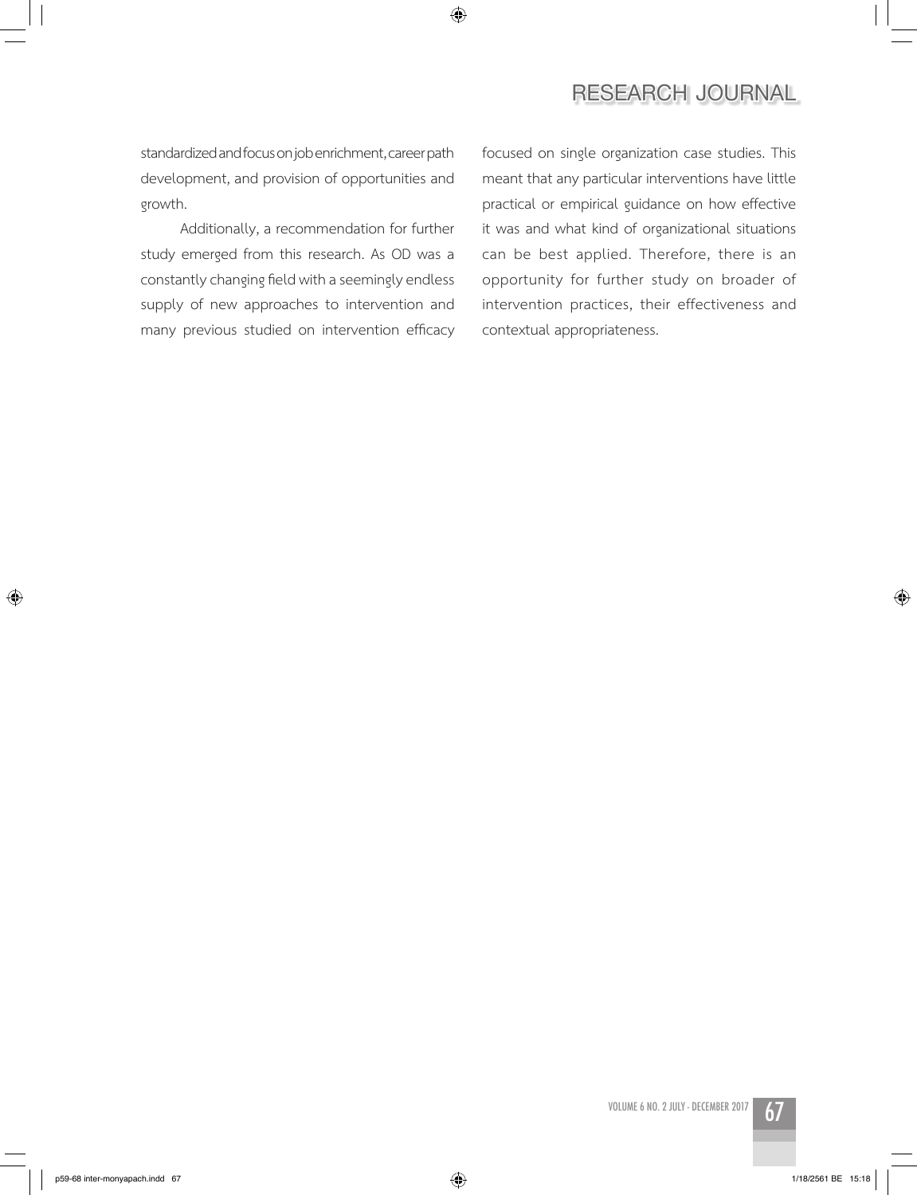standardized and focus on job enrichment, career path development, and provision of opportunities and growth.

Additionally, a recommendation for further study emerged from this research. As OD was a constantly changing field with a seemingly endless supply of new approaches to intervention and many previous studied on intervention efficacy focused on single organization case studies. This meant that any particular interventions have little practical or empirical guidance on how effective it was and what kind of organizational situations can be best applied. Therefore, there is an opportunity for further study on broader of intervention practices, their effectiveness and contextual appropriateness.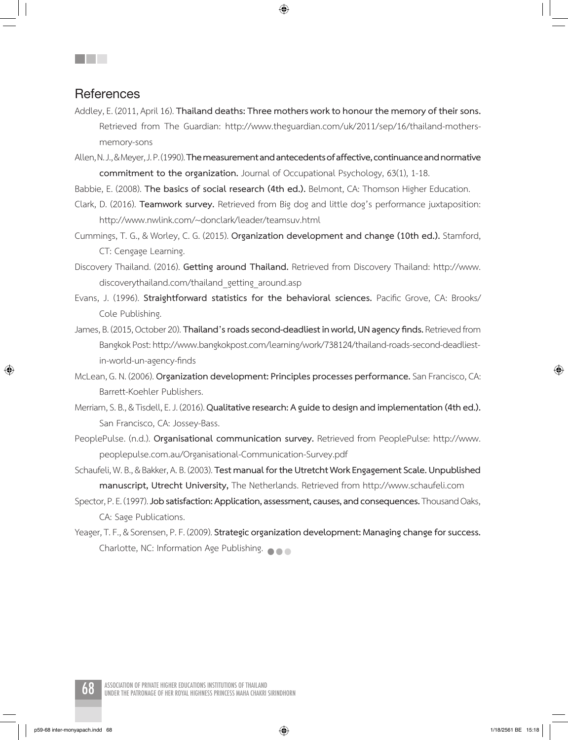## References

Addley, E. (2011, April 16). **Thailand deaths: Three mothers work to honour the memory of their sons.** Retrieved from The Guardian: http://www.theguardian.com/uk/2011/sep/16/thailand-mothers-memory-sons

Allen, N. J., & Meyer, J. P. (1990). **The measurement and antecedents of affective, continuance and normative commitment to the organization.** Journal of Occupational Psychology, 63(1), 1-18.

Babbie, E. (2008). **The basics of social research (4th ed.).** Belmont, CA: Thomson Higher Education.

Clark, D. (2016). **Teamwork survey.** Retrieved from Big dog and little dog's performance juxtaposition: http://www.nwlink.com/~donclark/leader/teamsuv.html

Cummings, T. G., & Worley, C. G. (2015). **Organization development and change (10th ed.).** Stamford, CT: Cengage Learning.

Discovery Thailand. (2016). **Getting around Thailand.** Retrieved from Discovery Thailand: http://www.discoverythailand.com/thailand_getting_around.asp

Evans, J. (1996). **Straightforward statistics for the behavioral sciences.** Pacific Grove, CA: Brooks/Cole Publishing.

James, B. (2015, October 20). **Thailand's roads second-deadliest in world, UN agency finds.** Retrieved from Bangkok Post: http://www.bangkokpost.com/learning/work/738124/thailand-roads-second-deadliest-in-world-un-agency-finds

McLean, G. N. (2006). **Organization development: Principles processes performance.** San Francisco, CA: Barrett-Koehler Publishers.

Merriam, S. B., & Tisdell, E. J. (2016). **Qualitative research: A guide to design and implementation (4th ed.).** San Francisco, CA: Jossey-Bass.

PeoplePulse. (n.d.). **Organisational communication survey.** Retrieved from PeoplePulse: http://www.peoplepulse.com.au/Organisational-Communication-Survey.pdf

Schaufeli, W. B., & Bakker, A. B. (2003). **Test manual for the Utretcht Work Engagement Scale. Unpublished manuscript, Utrecht University,** The Netherlands. Retrieved from http://www.schaufeli.com

Spector, P. E. (1997). **Job satisfaction: Application, assessment, causes, and consequences.** Thousand Oaks, CA: Sage Publications.

Yeager, T. F., & Sorensen, P. F. (2009). **Strategic organization development: Managing change for success.** Charlotte, NC: Information Age Publishing.